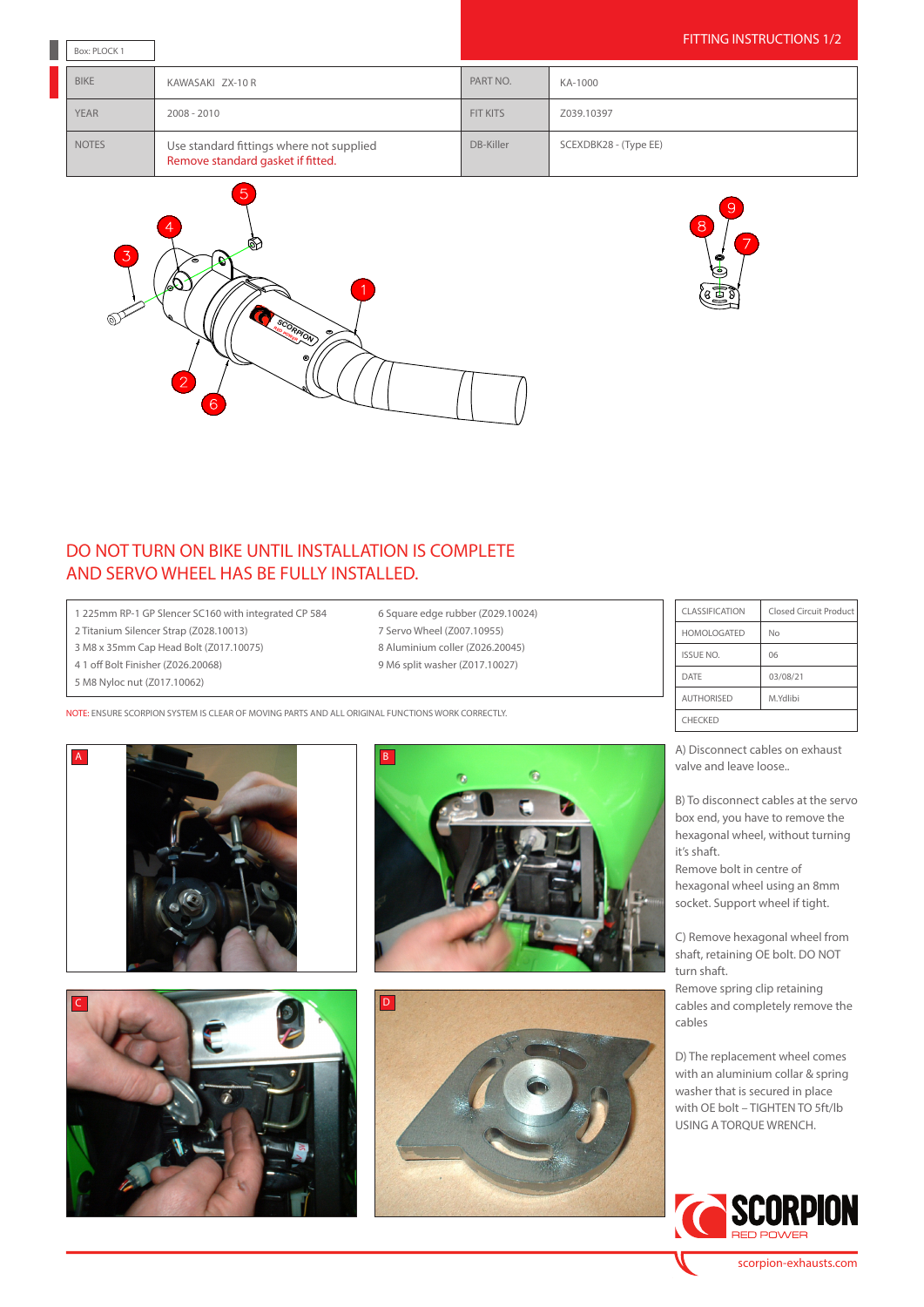# FITTING INSTRUCTIONS 1/2

Box: PLOCK 1

| BIKE | KAWASAKI ZX-10 R | PART NO. | KA-1000 |
|---|---|---|---|
| YEAR | 2008 - 2010 | FIT KITS | Z039.10397 |
| NOTES | Use standard fittings where not supplied<br>Remove standard gasket if fitted. | DB-Killer | SCEXDBK28 - (Type EE) |

## DO NOT TURN ON BIKE UNTIL INSTALLATION IS COMPLETE AND SERVO WHEEL HAS BE FULLY INSTALLED.

1 225mm RP-1 GP Slencer SC160 with integrated CP 584
2 Titanium Silencer Strap (Z028.10013)
3 M8 x 35mm Cap Head Bolt (Z017.10075)
4 1 off Bolt Finisher (Z026.20068)
5 M8 Nyloc nut (Z017.10062)
6 Square edge rubber (Z029.10024)
7 Servo Wheel (Z007.10955)
8 Aluminium coller (Z026.20045)
9 M6 split washer (Z017.10027)

| CLASSIFICATION | Closed Circuit Product |
|---|---|
| HOMOLOGATED | No |
| ISSUE NO. | 06 |
| DATE | 03/08/21 |
| AUTHORISED | M.Ydlibi |
| CHECKED | |

NOTE: ENSURE SCORPION SYSTEM IS CLEAR OF MOVING PARTS AND ALL ORIGINAL FUNCTIONS WORK CORRECTLY.

A) Disconnect cables on exhaust valve and leave loose..

B) To disconnect cables at the servo box end, you have to remove the hexagonal wheel, without turning it's shaft.
Remove bolt in centre of hexagonal wheel using an 8mm socket. Support wheel if tight.

C) Remove hexagonal wheel from shaft, retaining OE bolt. DO NOT turn shaft.
Remove spring clip retaining cables and completely remove the cables

D) The replacement wheel comes with an aluminium collar & spring washer that is secured in place with OE bolt – TIGHTEN TO 5ft/lb USING A TORQUE WRENCH.

SCORPION RED POWER

scorpion-exhausts.com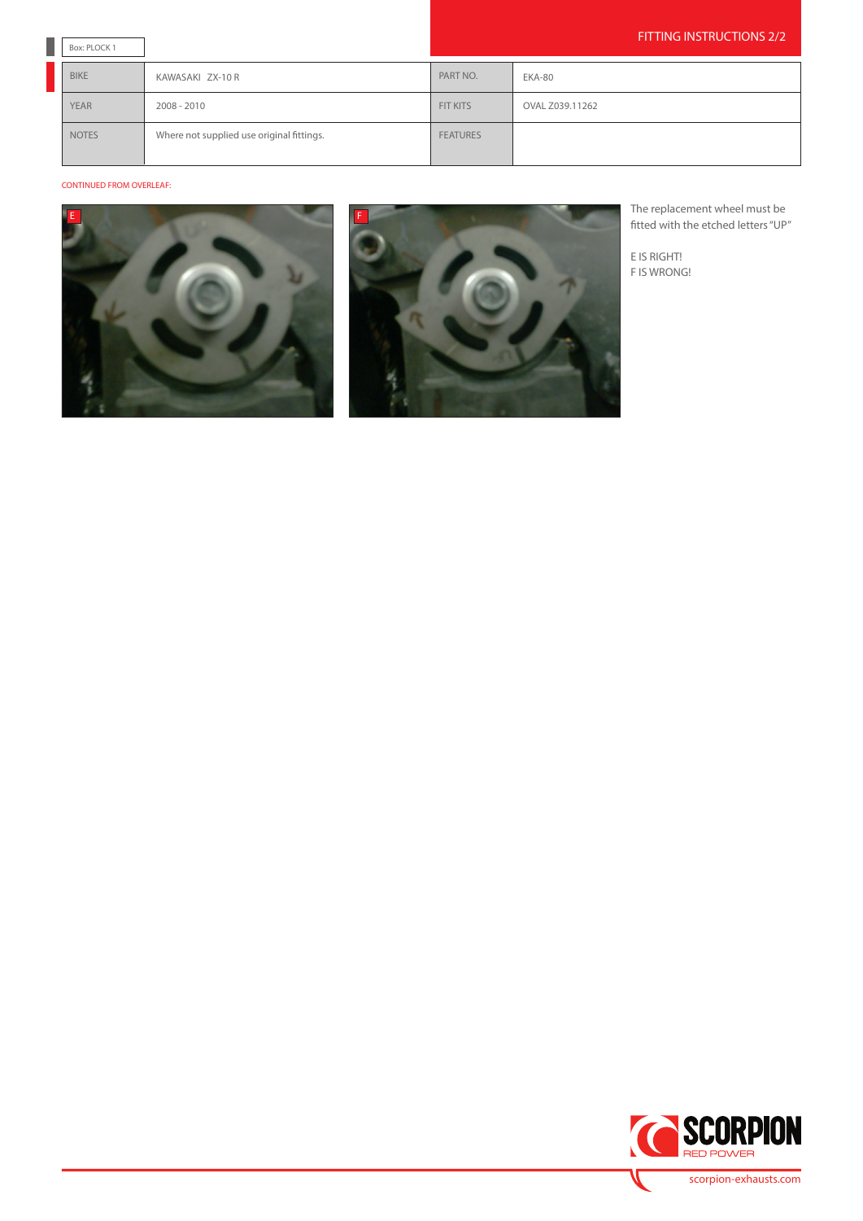Box: PLOCK 1

FITTING INSTRUCTIONS 2/2

| | | | |
|---|---|---|---|
| BIKE | KAWASAKI ZX-10 R | PART NO. | EKA-80 |
| YEAR | 2008 - 2010 | FIT KITS | OVAL Z039.11262 |
| NOTES | Where not supplied use original fittings. | FEATURES | |

CONTINUED FROM OVERLEAF:

E

F

The replacement wheel must be fitted with the etched letters "UP"

E IS RIGHT!
F IS WRONG!

SCORPION RED POWER

scorpion-exhausts.com